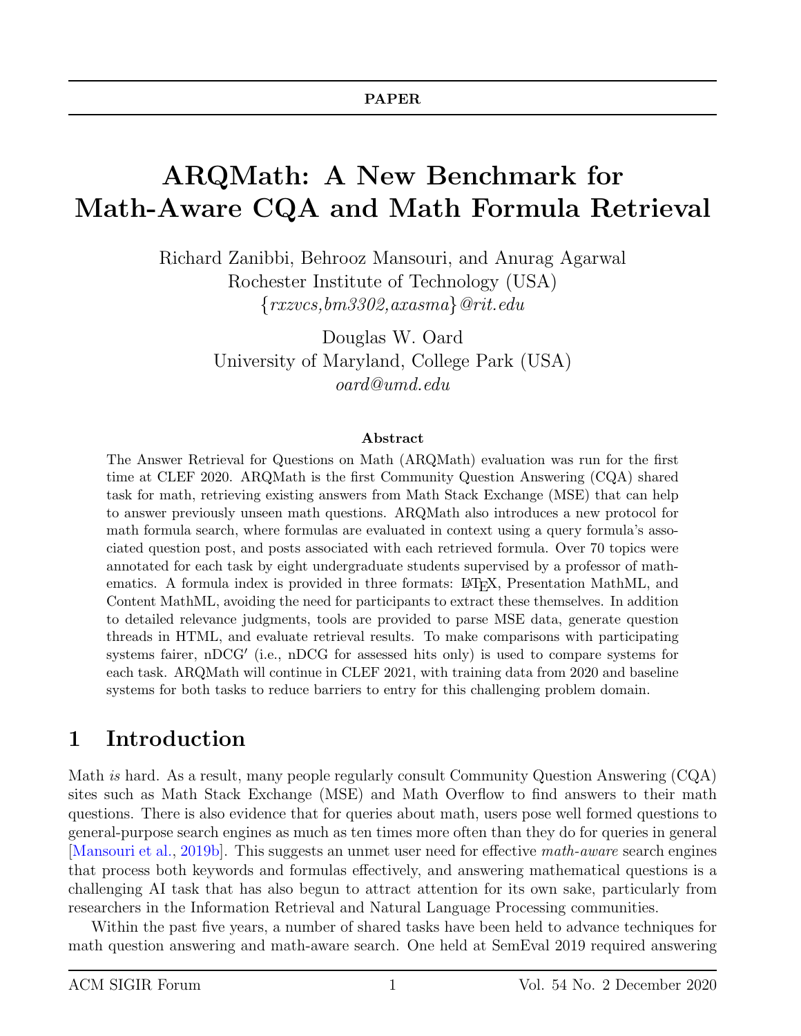**PAPER**

# ARQMath: A New Benchmark for Math-Aware CQA and Math Formula Retrieval

Richard Zanibbi, Behrooz Mansouri, and Anurag Agarwal
Rochester Institute of Technology (USA)
*{rxzvcs,bm3302,axasma}@rit.edu*

Douglas W. Oard
University of Maryland, College Park (USA)
*oard@umd.edu*

**Abstract**

The Answer Retrieval for Questions on Math (ARQMath) evaluation was run for the first time at CLEF 2020. ARQMath is the first Community Question Answering (CQA) shared task for math, retrieving existing answers from Math Stack Exchange (MSE) that can help to answer previously unseen math questions. ARQMath also introduces a new protocol for math formula search, where formulas are evaluated in context using a query formula's associated question post, and posts associated with each retrieved formula. Over 70 topics were annotated for each task by eight undergraduate students supervised by a professor of mathematics. A formula index is provided in three formats: LaTeX, Presentation MathML, and Content MathML, avoiding the need for participants to extract these themselves. In addition to detailed relevance judgments, tools are provided to parse MSE data, generate question threads in HTML, and evaluate retrieval results. To make comparisons with participating systems fairer, nDCG′ (i.e., nDCG for assessed hits only) is used to compare systems for each task. ARQMath will continue in CLEF 2021, with training data from 2020 and baseline systems for both tasks to reduce barriers to entry for this challenging problem domain.

## 1 Introduction

Math *is* hard. As a result, many people regularly consult Community Question Answering (CQA) sites such as Math Stack Exchange (MSE) and Math Overflow to find answers to their math questions. There is also evidence that for queries about math, users pose well formed questions to general-purpose search engines as much as ten times more often than they do for queries in general [Mansouri et al., 2019b]. This suggests an unmet user need for effective *math-aware* search engines that process both keywords and formulas effectively, and answering mathematical questions is a challenging AI task that has also begun to attract attention for its own sake, particularly from researchers in the Information Retrieval and Natural Language Processing communities.

Within the past five years, a number of shared tasks have been held to advance techniques for math question answering and math-aware search. One held at SemEval 2019 required answering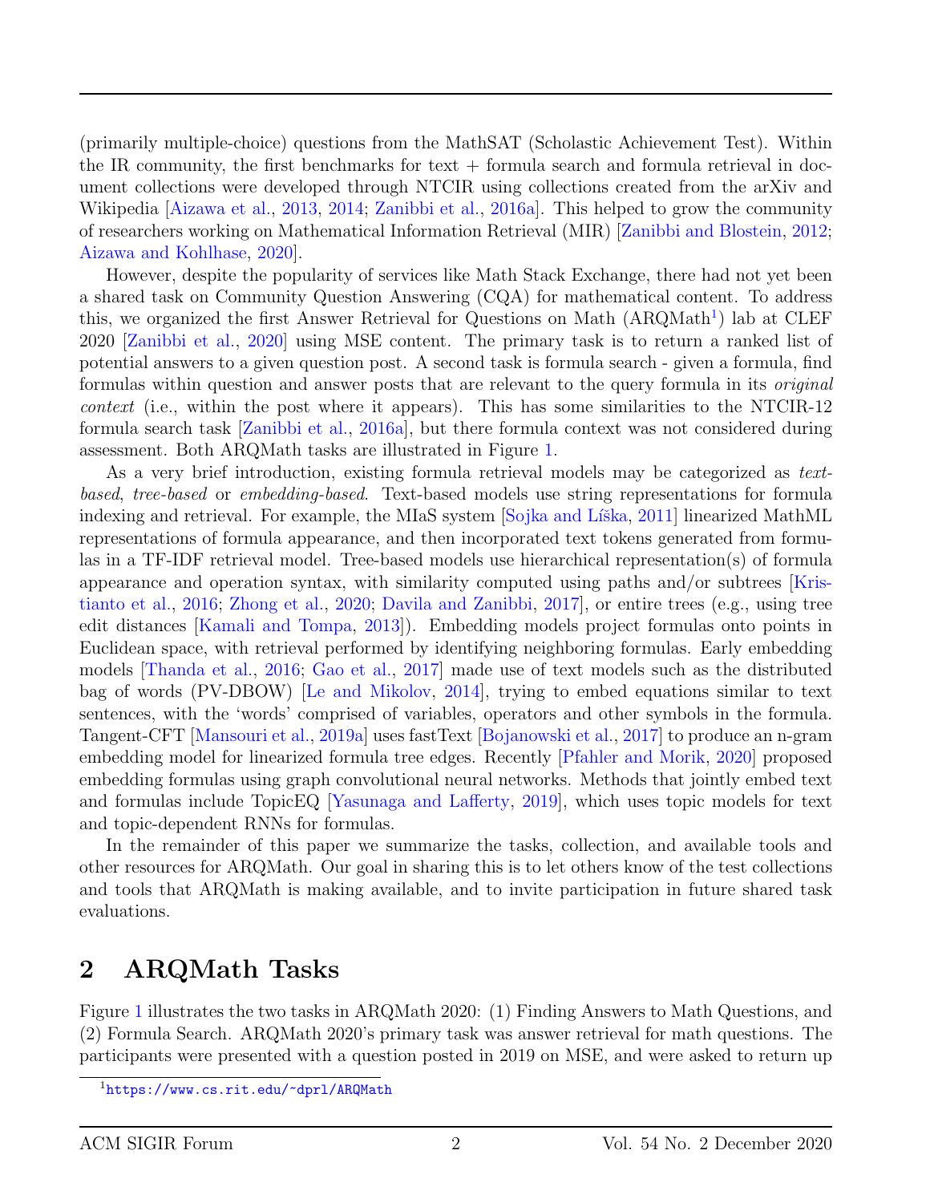(primarily multiple-choice) questions from the MathSAT (Scholastic Achievement Test). Within the IR community, the first benchmarks for text + formula search and formula retrieval in document collections were developed through NTCIR using collections created from the arXiv and Wikipedia [Aizawa et al., 2013, 2014; Zanibbi et al., 2016a]. This helped to grow the community of researchers working on Mathematical Information Retrieval (MIR) [Zanibbi and Blostein, 2012; Aizawa and Kohlhase, 2020].

However, despite the popularity of services like Math Stack Exchange, there had not yet been a shared task on Community Question Answering (CQA) for mathematical content. To address this, we organized the first Answer Retrieval for Questions on Math (ARQMath[1]) lab at CLEF 2020 [Zanibbi et al., 2020] using MSE content. The primary task is to return a ranked list of potential answers to a given question post. A second task is formula search - given a formula, find formulas within question and answer posts that are relevant to the query formula in its *original context* (i.e., within the post where it appears). This has some similarities to the NTCIR-12 formula search task [Zanibbi et al., 2016a], but there formula context was not considered during assessment. Both ARQMath tasks are illustrated in Figure 1.

As a very brief introduction, existing formula retrieval models may be categorized as *text-based*, *tree-based* or *embedding-based*. Text-based models use string representations for formula indexing and retrieval. For example, the MIaS system [Sojka and Líška, 2011] linearized MathML representations of formula appearance, and then incorporated text tokens generated from formulas in a TF-IDF retrieval model. Tree-based models use hierarchical representation(s) of formula appearance and operation syntax, with similarity computed using paths and/or subtrees [Kristianto et al., 2016; Zhong et al., 2020; Davila and Zanibbi, 2017], or entire trees (e.g., using tree edit distances [Kamali and Tompa, 2013]). Embedding models project formulas onto points in Euclidean space, with retrieval performed by identifying neighboring formulas. Early embedding models [Thanda et al., 2016; Gao et al., 2017] made use of text models such as the distributed bag of words (PV-DBOW) [Le and Mikolov, 2014], trying to embed equations similar to text sentences, with the 'words' comprised of variables, operators and other symbols in the formula. Tangent-CFT [Mansouri et al., 2019a] uses fastText [Bojanowski et al., 2017] to produce an n-gram embedding model for linearized formula tree edges. Recently [Pfahler and Morik, 2020] proposed embedding formulas using graph convolutional neural networks. Methods that jointly embed text and formulas include TopicEQ [Yasunaga and Lafferty, 2019], which uses topic models for text and topic-dependent RNNs for formulas.

In the remainder of this paper we summarize the tasks, collection, and available tools and other resources for ARQMath. Our goal in sharing this is to let others know of the test collections and tools that ARQMath is making available, and to invite participation in future shared task evaluations.

## 2 ARQMath Tasks

Figure 1 illustrates the two tasks in ARQMath 2020: (1) Finding Answers to Math Questions, and (2) Formula Search. ARQMath 2020's primary task was answer retrieval for math questions. The participants were presented with a question posted in 2019 on MSE, and were asked to return up

[1] https://www.cs.rit.edu/~dprl/ARQMath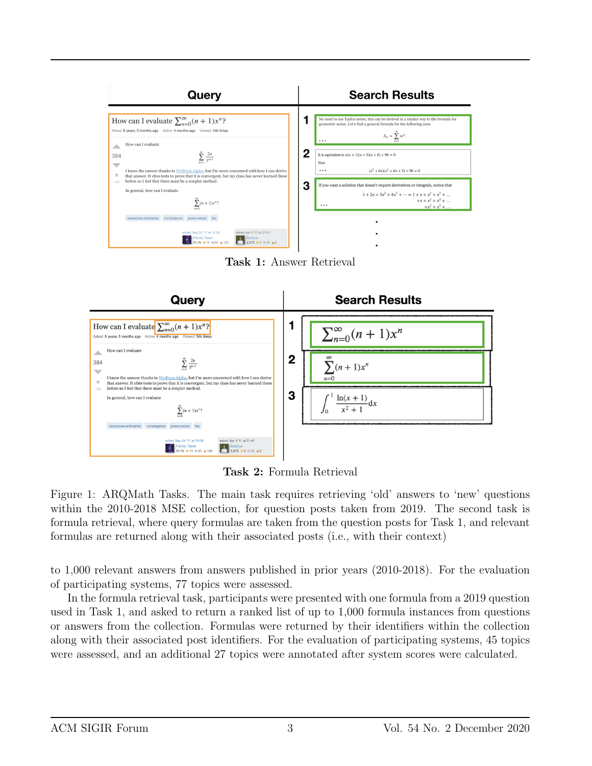Figure 1: ARQMath Tasks. The main task requires retrieving 'old' answers to 'new' questions within the 2010-2018 MSE collection, for question posts taken from 2019. The second task is formula retrieval, where query formulas are taken from the question posts for Task 1, and relevant formulas are returned along with their associated posts (i.e., with their context)

to 1,000 relevant answers from answers published in prior years (2010-2018). For the evaluation of participating systems, 77 topics were assessed.

In the formula retrieval task, participants were presented with one formula from a 2019 question used in Task 1, and asked to return a ranked list of up to 1,000 formula instances from questions or answers from the collection. Formulas were returned by their identifiers within the collection along with their associated post identifiers. For the evaluation of participating systems, 45 topics were assessed, and an additional 27 topics were annotated after system scores were calculated.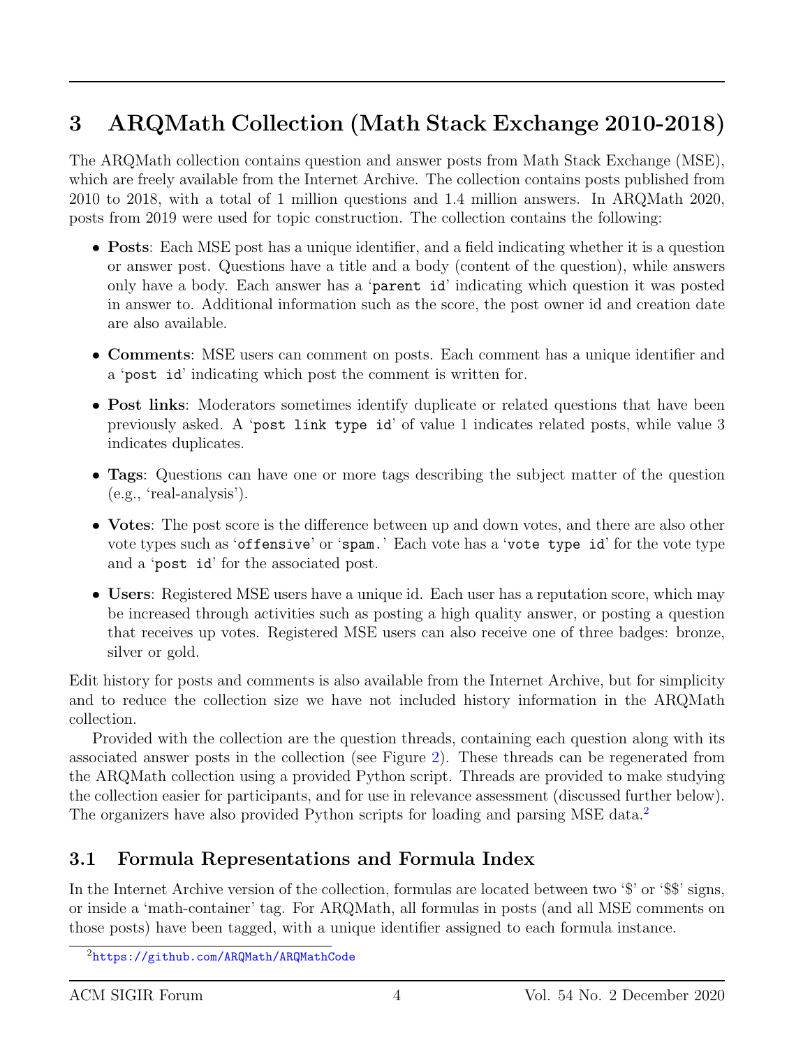## 3 ARQMath Collection (Math Stack Exchange 2010-2018)

The ARQMath collection contains question and answer posts from Math Stack Exchange (MSE), which are freely available from the Internet Archive. The collection contains posts published from 2010 to 2018, with a total of 1 million questions and 1.4 million answers. In ARQMath 2020, posts from 2019 were used for topic construction. The collection contains the following:

- **Posts**: Each MSE post has a unique identifier, and a field indicating whether it is a question or answer post. Questions have a title and a body (content of the question), while answers only have a body. Each answer has a '`parent id`' indicating which question it was posted in answer to. Additional information such as the score, the post owner id and creation date are also available.
- **Comments**: MSE users can comment on posts. Each comment has a unique identifier and a '`post id`' indicating which post the comment is written for.
- **Post links**: Moderators sometimes identify duplicate or related questions that have been previously asked. A '`post link type id`' of value 1 indicates related posts, while value 3 indicates duplicates.
- **Tags**: Questions can have one or more tags describing the subject matter of the question (e.g., 'real-analysis').
- **Votes**: The post score is the difference between up and down votes, and there are also other vote types such as '`offensive`' or '`spam.`' Each vote has a '`vote type id`' for the vote type and a '`post id`' for the associated post.
- **Users**: Registered MSE users have a unique id. Each user has a reputation score, which may be increased through activities such as posting a high quality answer, or posting a question that receives up votes. Registered MSE users can also receive one of three badges: bronze, silver or gold.

Edit history for posts and comments is also available from the Internet Archive, but for simplicity and to reduce the collection size we have not included history information in the ARQMath collection.

Provided with the collection are the question threads, containing each question along with its associated answer posts in the collection (see Figure 2). These threads can be regenerated from the ARQMath collection using a provided Python script. Threads are provided to make studying the collection easier for participants, and for use in relevance assessment (discussed further below). The organizers have also provided Python scripts for loading and parsing MSE data.[2]

### 3.1 Formula Representations and Formula Index

In the Internet Archive version of the collection, formulas are located between two '$' or '$$' signs, or inside a 'math-container' tag. For ARQMath, all formulas in posts (and all MSE comments on those posts) have been tagged, with a unique identifier assigned to each formula instance.

[2] https://github.com/ARQMath/ARQMathCode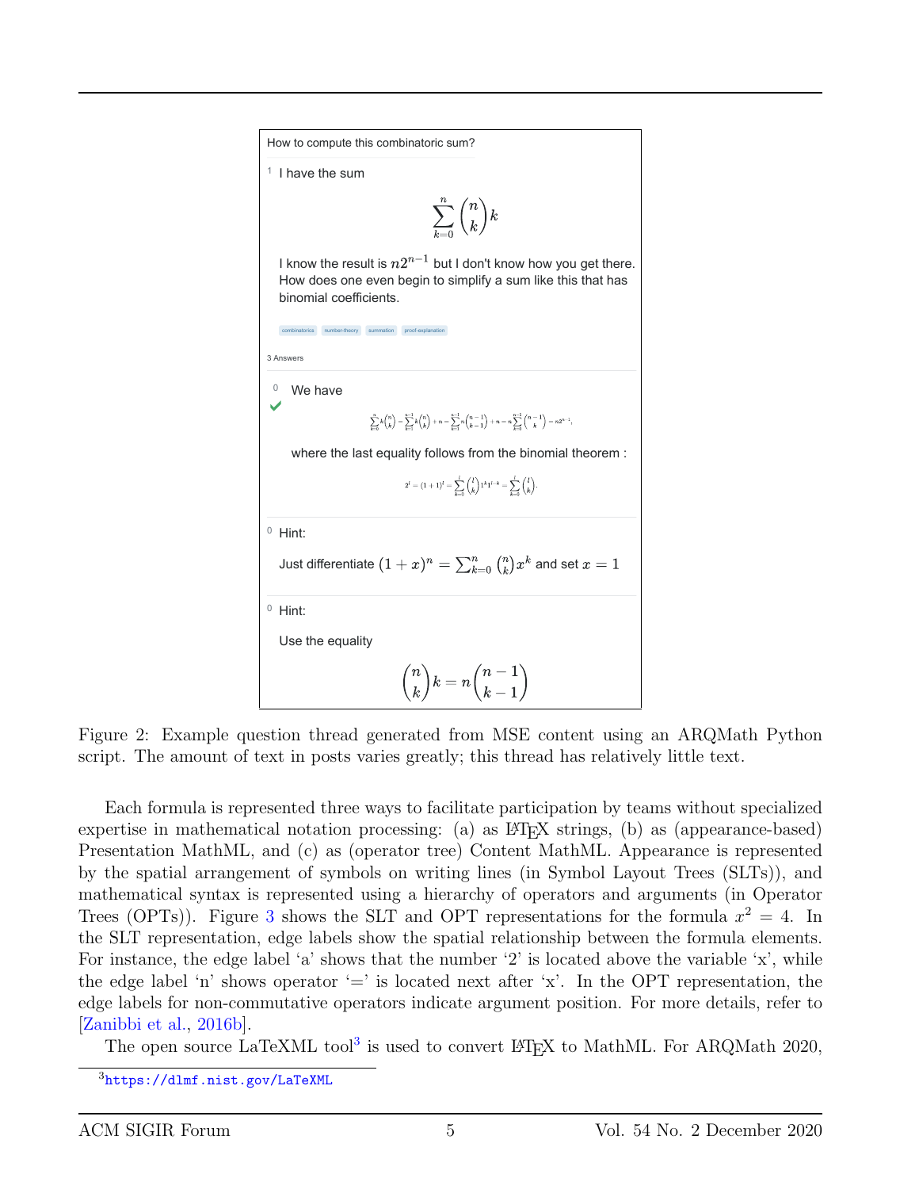How to compute this combinatoric sum?

1 I have the sum

$$\sum_{k=0}^{n} \binom{n}{k} k$$

I know the result is $n2^{n-1}$ but I don't know how you get there. How does one even begin to simplify a sum like this that has binomial coefficients.

combinatorics number-theory summation proof-explanation

3 Answers

0 We have

$$\sum_{k=0}^{n} k\binom{n}{k} = \sum_{k=1}^{n-1} k\binom{n}{k} + n = \sum_{k=1}^{n-1} n\binom{n-1}{k-1} + n = n\sum_{k=0}^{n-1}\binom{n-1}{k} = n2^{n-1},$$

where the last equality follows from the binomial theorem :

$$2^l = (1+1)^l = \sum_{k=0}^{l}\binom{l}{k}1^k 1^{l-k} = \sum_{k=0}^{l}\binom{l}{k}.$$

0 Hint:

Just differentiate $(1+x)^n = \sum_{k=0}^{n} \binom{n}{k} x^k$ and set $x=1$

0 Hint:

Use the equality

$$\binom{n}{k} k = n\binom{n-1}{k-1}$$

Figure 2: Example question thread generated from MSE content using an ARQMath Python script. The amount of text in posts varies greatly; this thread has relatively little text.

Each formula is represented three ways to facilitate participation by teams without specialized expertise in mathematical notation processing: (a) as LaTeX strings, (b) as (appearance-based) Presentation MathML, and (c) as (operator tree) Content MathML. Appearance is represented by the spatial arrangement of symbols on writing lines (in Symbol Layout Trees (SLTs)), and mathematical syntax is represented using a hierarchy of operators and arguments (in Operator Trees (OPTs)). Figure 3 shows the SLT and OPT representations for the formula $x^2 = 4$. In the SLT representation, edge labels show the spatial relationship between the formula elements. For instance, the edge label 'a' shows that the number '2' is located above the variable 'x', while the edge label 'n' shows operator '=' is located next after 'x'. In the OPT representation, the edge labels for non-commutative operators indicate argument position. For more details, refer to [Zanibbi et al., 2016b].

The open source LaTeXML tool[3] is used to convert LaTeX to MathML. For ARQMath 2020,

[3] https://dlmf.nist.gov/LaTeXML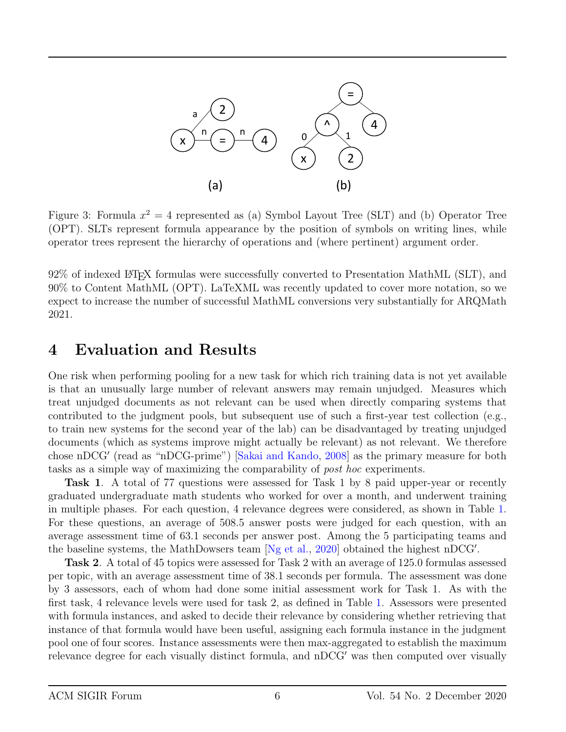(a)

(b)

Figure 3: Formula $x^2 = 4$ represented as (a) Symbol Layout Tree (SLT) and (b) Operator Tree (OPT). SLTs represent formula appearance by the position of symbols on writing lines, while operator trees represent the hierarchy of operations and (where pertinent) argument order.

92% of indexed LaTeX formulas were successfully converted to Presentation MathML (SLT), and 90% to Content MathML (OPT). LaTeXML was recently updated to cover more notation, so we expect to increase the number of successful MathML conversions very substantially for ARQMath 2021.

## 4 Evaluation and Results

One risk when performing pooling for a new task for which rich training data is not yet available is that an unusually large number of relevant answers may remain unjudged. Measures which treat unjudged documents as not relevant can be used when directly comparing systems that contributed to the judgment pools, but subsequent use of such a first-year test collection (e.g., to train new systems for the second year of the lab) can be disadvantaged by treating unjudged documents (which as systems improve might actually be relevant) as not relevant. We therefore chose nDCG′ (read as "nDCG-prime") [Sakai and Kando, 2008] as the primary measure for both tasks as a simple way of maximizing the comparability of *post hoc* experiments.

**Task 1**. A total of 77 questions were assessed for Task 1 by 8 paid upper-year or recently graduated undergraduate math students who worked for over a month, and underwent training in multiple phases. For each question, 4 relevance degrees were considered, as shown in Table 1. For these questions, an average of 508.5 answer posts were judged for each question, with an average assessment time of 63.1 seconds per answer post. Among the 5 participating teams and the baseline systems, the MathDowsers team [Ng et al., 2020] obtained the highest nDCG′.

**Task 2**. A total of 45 topics were assessed for Task 2 with an average of 125.0 formulas assessed per topic, with an average assessment time of 38.1 seconds per formula. The assessment was done by 3 assessors, each of whom had done some initial assessment work for Task 1. As with the first task, 4 relevance levels were used for task 2, as defined in Table 1. Assessors were presented with formula instances, and asked to decide their relevance by considering whether retrieving that instance of that formula would have been useful, assigning each formula instance in the judgment pool one of four scores. Instance assessments were then max-aggregated to establish the maximum relevance degree for each visually distinct formula, and nDCG′ was then computed over visually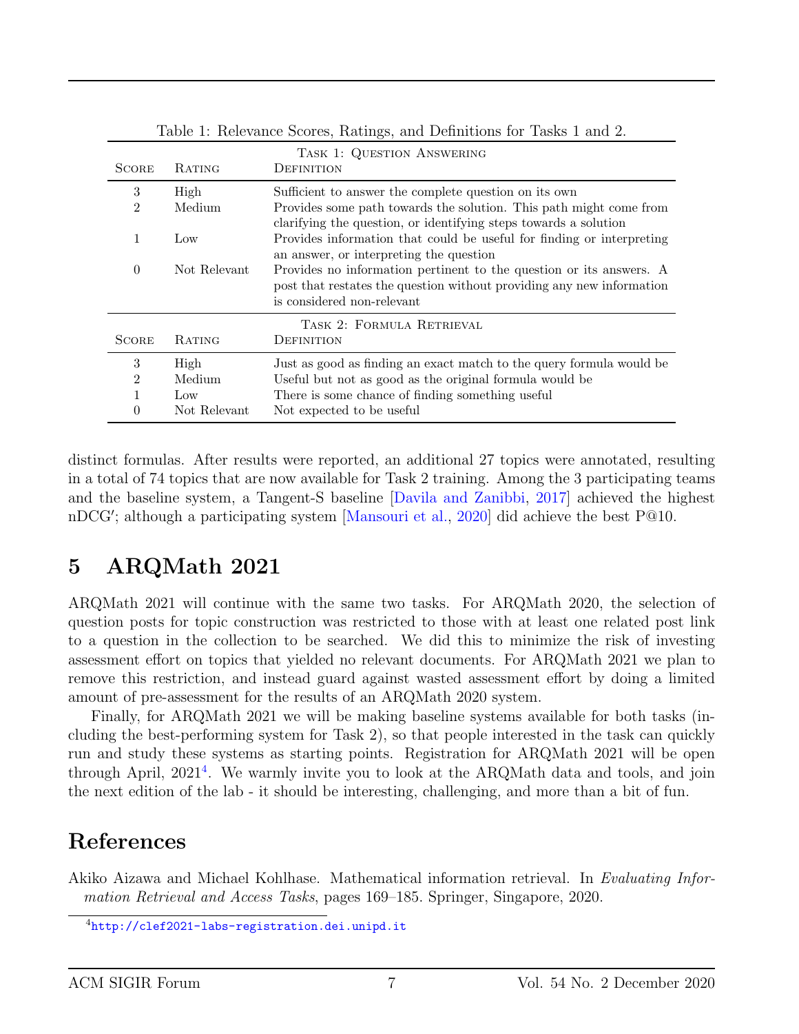Table 1: Relevance Scores, Ratings, and Definitions for Tasks 1 and 2.

| Task 1: Question Answering | | |
|---|---|---|
| Score | Rating | Definition |
| 3 | High | Sufficient to answer the complete question on its own |
| 2 | Medium | Provides some path towards the solution. This path might come from clarifying the question, or identifying steps towards a solution |
| 1 | Low | Provides information that could be useful for finding or interpreting an answer, or interpreting the question |
| 0 | Not Relevant | Provides no information pertinent to the question or its answers. A post that restates the question without providing any new information is considered non-relevant |
| **Task 2: Formula Retrieval** | | |
| Score | Rating | Definition |
| 3 | High | Just as good as finding an exact match to the query formula would be |
| 2 | Medium | Useful but not as good as the original formula would be |
| 1 | Low | There is some chance of finding something useful |
| 0 | Not Relevant | Not expected to be useful |

distinct formulas. After results were reported, an additional 27 topics were annotated, resulting in a total of 74 topics that are now available for Task 2 training. Among the 3 participating teams and the baseline system, a Tangent-S baseline [Davila and Zanibbi, 2017] achieved the highest nDCG′; although a participating system [Mansouri et al., 2020] did achieve the best P@10.

## 5 ARQMath 2021

ARQMath 2021 will continue with the same two tasks. For ARQMath 2020, the selection of question posts for topic construction was restricted to those with at least one related post link to a question in the collection to be searched. We did this to minimize the risk of investing assessment effort on topics that yielded no relevant documents. For ARQMath 2021 we plan to remove this restriction, and instead guard against wasted assessment effort by doing a limited amount of pre-assessment for the results of an ARQMath 2020 system.

Finally, for ARQMath 2021 we will be making baseline systems available for both tasks (including the best-performing system for Task 2), so that people interested in the task can quickly run and study these systems as starting points. Registration for ARQMath 2021 will be open through April, 2021[4]. We warmly invite you to look at the ARQMath data and tools, and join the next edition of the lab - it should be interesting, challenging, and more than a bit of fun.

## References

Akiko Aizawa and Michael Kohlhase. Mathematical information retrieval. In *Evaluating Information Retrieval and Access Tasks*, pages 169–185. Springer, Singapore, 2020.

[4] http://clef2021-labs-registration.dei.unipd.it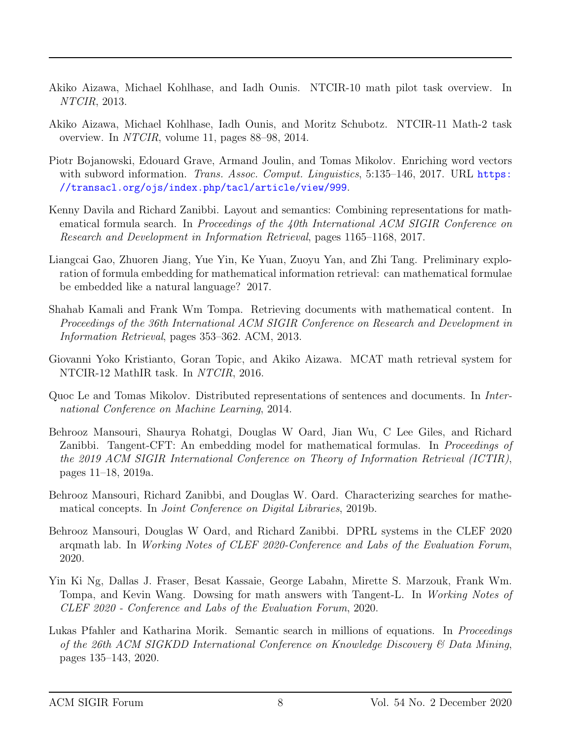Akiko Aizawa, Michael Kohlhase, and Iadh Ounis. NTCIR-10 math pilot task overview. In *NTCIR*, 2013.

Akiko Aizawa, Michael Kohlhase, Iadh Ounis, and Moritz Schubotz. NTCIR-11 Math-2 task overview. In *NTCIR*, volume 11, pages 88–98, 2014.

Piotr Bojanowski, Edouard Grave, Armand Joulin, and Tomas Mikolov. Enriching word vectors with subword information. *Trans. Assoc. Comput. Linguistics*, 5:135–146, 2017. URL https://transacl.org/ojs/index.php/tacl/article/view/999.

Kenny Davila and Richard Zanibbi. Layout and semantics: Combining representations for mathematical formula search. In *Proceedings of the 40th International ACM SIGIR Conference on Research and Development in Information Retrieval*, pages 1165–1168, 2017.

Liangcai Gao, Zhuoren Jiang, Yue Yin, Ke Yuan, Zuoyu Yan, and Zhi Tang. Preliminary exploration of formula embedding for mathematical information retrieval: can mathematical formulae be embedded like a natural language? 2017.

Shahab Kamali and Frank Wm Tompa. Retrieving documents with mathematical content. In *Proceedings of the 36th International ACM SIGIR Conference on Research and Development in Information Retrieval*, pages 353–362. ACM, 2013.

Giovanni Yoko Kristianto, Goran Topic, and Akiko Aizawa. MCAT math retrieval system for NTCIR-12 MathIR task. In *NTCIR*, 2016.

Quoc Le and Tomas Mikolov. Distributed representations of sentences and documents. In *International Conference on Machine Learning*, 2014.

Behrooz Mansouri, Shaurya Rohatgi, Douglas W Oard, Jian Wu, C Lee Giles, and Richard Zanibbi. Tangent-CFT: An embedding model for mathematical formulas. In *Proceedings of the 2019 ACM SIGIR International Conference on Theory of Information Retrieval (ICTIR)*, pages 11–18, 2019a.

Behrooz Mansouri, Richard Zanibbi, and Douglas W. Oard. Characterizing searches for mathematical concepts. In *Joint Conference on Digital Libraries*, 2019b.

Behrooz Mansouri, Douglas W Oard, and Richard Zanibbi. DPRL systems in the CLEF 2020 arqmath lab. In *Working Notes of CLEF 2020-Conference and Labs of the Evaluation Forum*, 2020.

Yin Ki Ng, Dallas J. Fraser, Besat Kassaie, George Labahn, Mirette S. Marzouk, Frank Wm. Tompa, and Kevin Wang. Dowsing for math answers with Tangent-L. In *Working Notes of CLEF 2020 - Conference and Labs of the Evaluation Forum*, 2020.

Lukas Pfahler and Katharina Morik. Semantic search in millions of equations. In *Proceedings of the 26th ACM SIGKDD International Conference on Knowledge Discovery & Data Mining*, pages 135–143, 2020.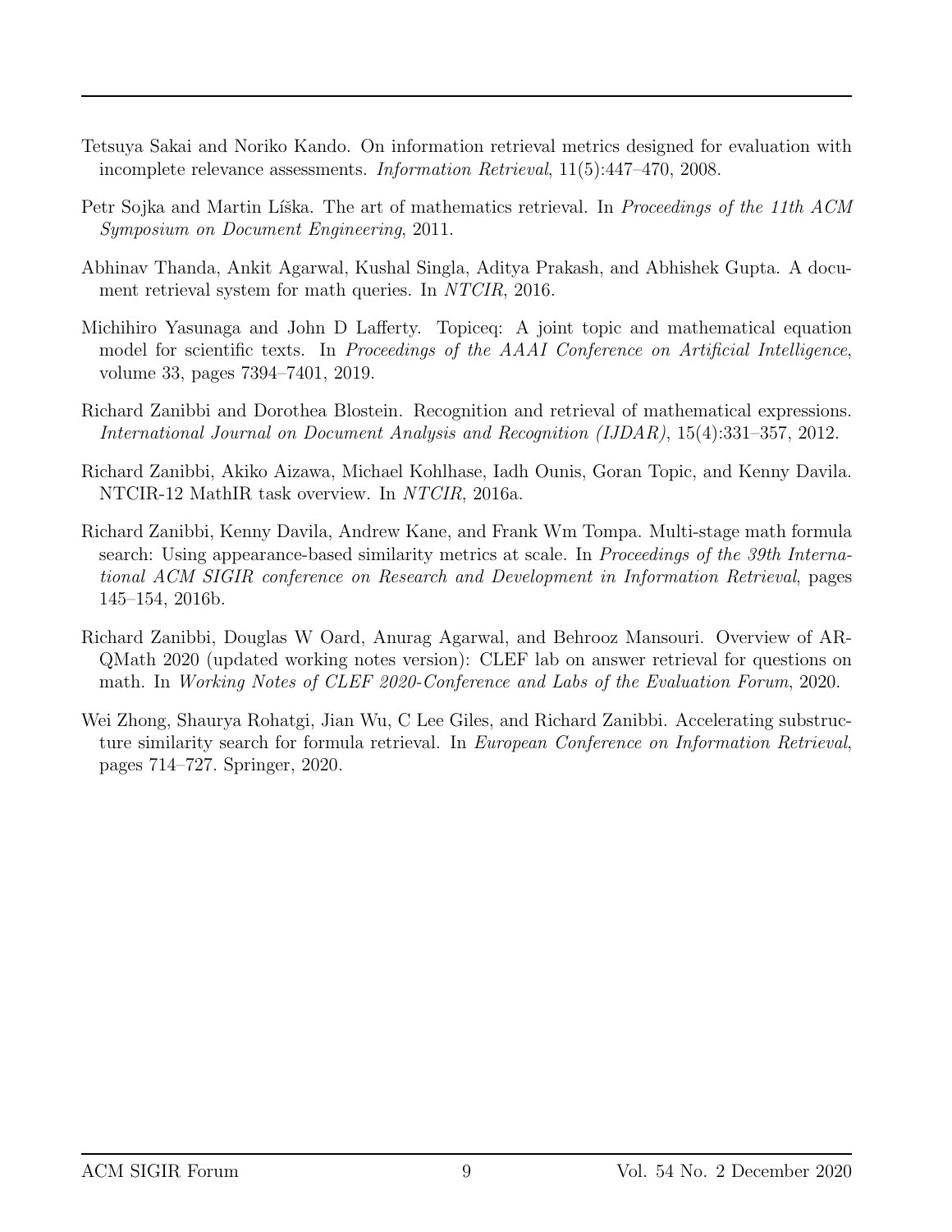Tetsuya Sakai and Noriko Kando. On information retrieval metrics designed for evaluation with incomplete relevance assessments. *Information Retrieval*, 11(5):447–470, 2008.

Petr Sojka and Martin Líška. The art of mathematics retrieval. In *Proceedings of the 11th ACM Symposium on Document Engineering*, 2011.

Abhinav Thanda, Ankit Agarwal, Kushal Singla, Aditya Prakash, and Abhishek Gupta. A document retrieval system for math queries. In *NTCIR*, 2016.

Michihiro Yasunaga and John D Lafferty. Topiceq: A joint topic and mathematical equation model for scientific texts. In *Proceedings of the AAAI Conference on Artificial Intelligence*, volume 33, pages 7394–7401, 2019.

Richard Zanibbi and Dorothea Blostein. Recognition and retrieval of mathematical expressions. *International Journal on Document Analysis and Recognition (IJDAR)*, 15(4):331–357, 2012.

Richard Zanibbi, Akiko Aizawa, Michael Kohlhase, Iadh Ounis, Goran Topic, and Kenny Davila. NTCIR-12 MathIR task overview. In *NTCIR*, 2016a.

Richard Zanibbi, Kenny Davila, Andrew Kane, and Frank Wm Tompa. Multi-stage math formula search: Using appearance-based similarity metrics at scale. In *Proceedings of the 39th International ACM SIGIR conference on Research and Development in Information Retrieval*, pages 145–154, 2016b.

Richard Zanibbi, Douglas W Oard, Anurag Agarwal, and Behrooz Mansouri. Overview of ARQMath 2020 (updated working notes version): CLEF lab on answer retrieval for questions on math. In *Working Notes of CLEF 2020-Conference and Labs of the Evaluation Forum*, 2020.

Wei Zhong, Shaurya Rohatgi, Jian Wu, C Lee Giles, and Richard Zanibbi. Accelerating substructure similarity search for formula retrieval. In *European Conference on Information Retrieval*, pages 714–727. Springer, 2020.